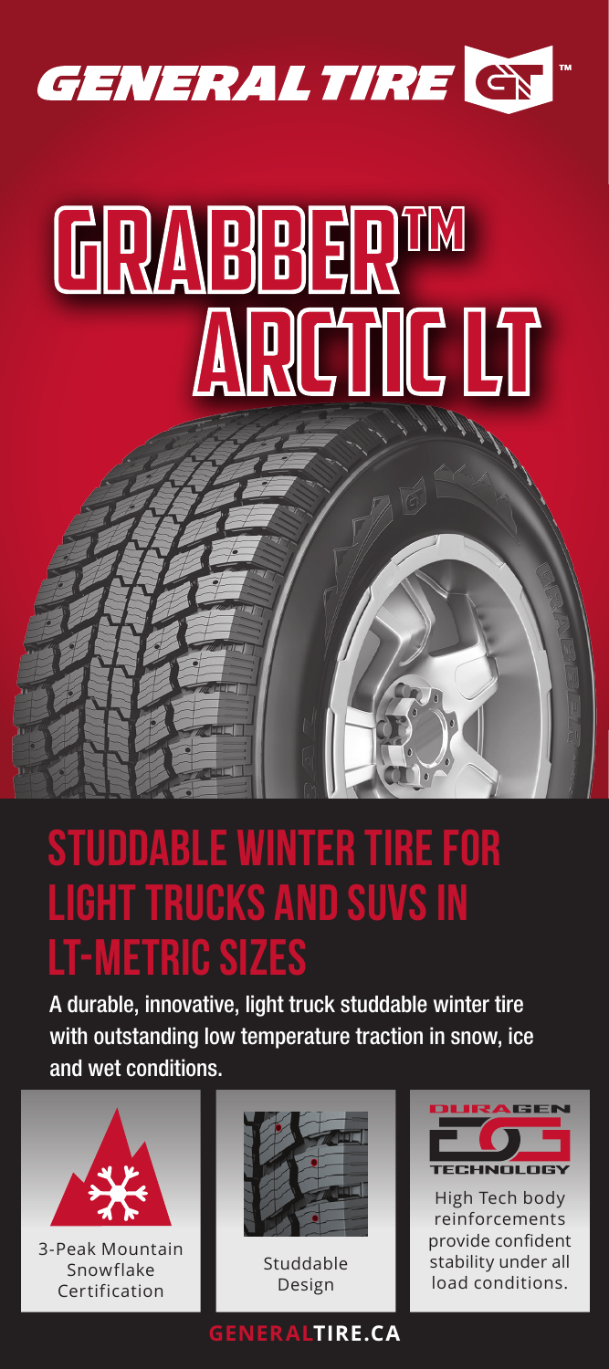GENERAL TIRE™

# GRABBER™ ARCTIC LT

## STUDDABLE WINTER TIRE FOR LIGHT TRUCKS AND SUVS IN LT-METRIC SIZES

A durable, innovative, light truck studdable winter tire with outstanding low temperature traction in snow, ice and wet conditions.

3-Peak Mountain Snowflake Certification

Studdable Design

DURAGEN TECHNOLOGY

High Tech body reinforcements provide confident stability under all load conditions.

GENERALTIRE.CA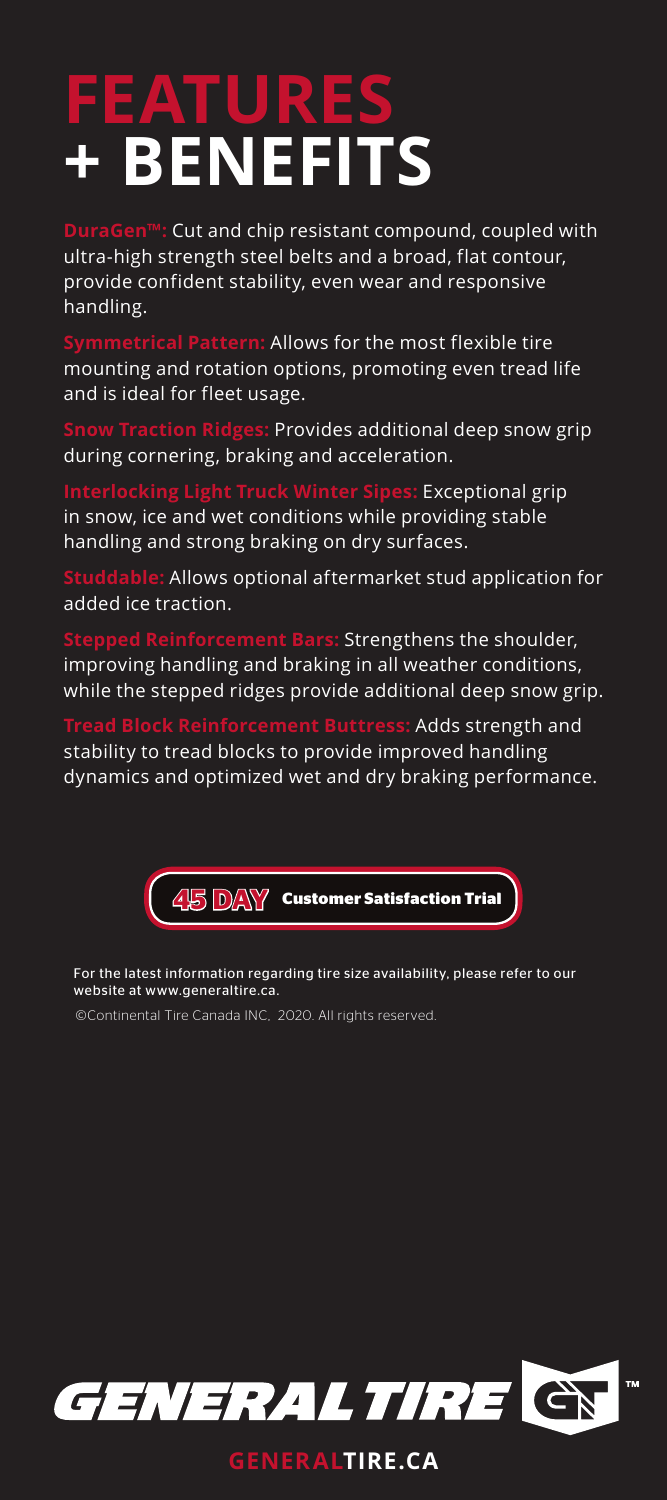# FEATURES + BENEFITS

**DuraGen™:** Cut and chip resistant compound, coupled with ultra-high strength steel belts and a broad, flat contour, provide confident stability, even wear and responsive handling.

**Symmetrical Pattern:** Allows for the most flexible tire mounting and rotation options, promoting even tread life and is ideal for fleet usage.

**Snow Traction Ridges:** Provides additional deep snow grip during cornering, braking and acceleration.

**Interlocking Light Truck Winter Sipes:** Exceptional grip in snow, ice and wet conditions while providing stable handling and strong braking on dry surfaces.

**Studdable:** Allows optional aftermarket stud application for added ice traction.

**Stepped Reinforcement Bars:** Strengthens the shoulder, improving handling and braking in all weather conditions, while the stepped ridges provide additional deep snow grip.

**Tread Block Reinforcement Buttress:** Adds strength and stability to tread blocks to provide improved handling dynamics and optimized wet and dry braking performance.

**45 DAY** Customer Satisfaction Trial

For the latest information regarding tire size availability, please refer to our website at www.generaltire.ca.

©Continental Tire Canada INC, 2020. All rights reserved.

GENERAL TIRE ™

GENERALTIRE.CA